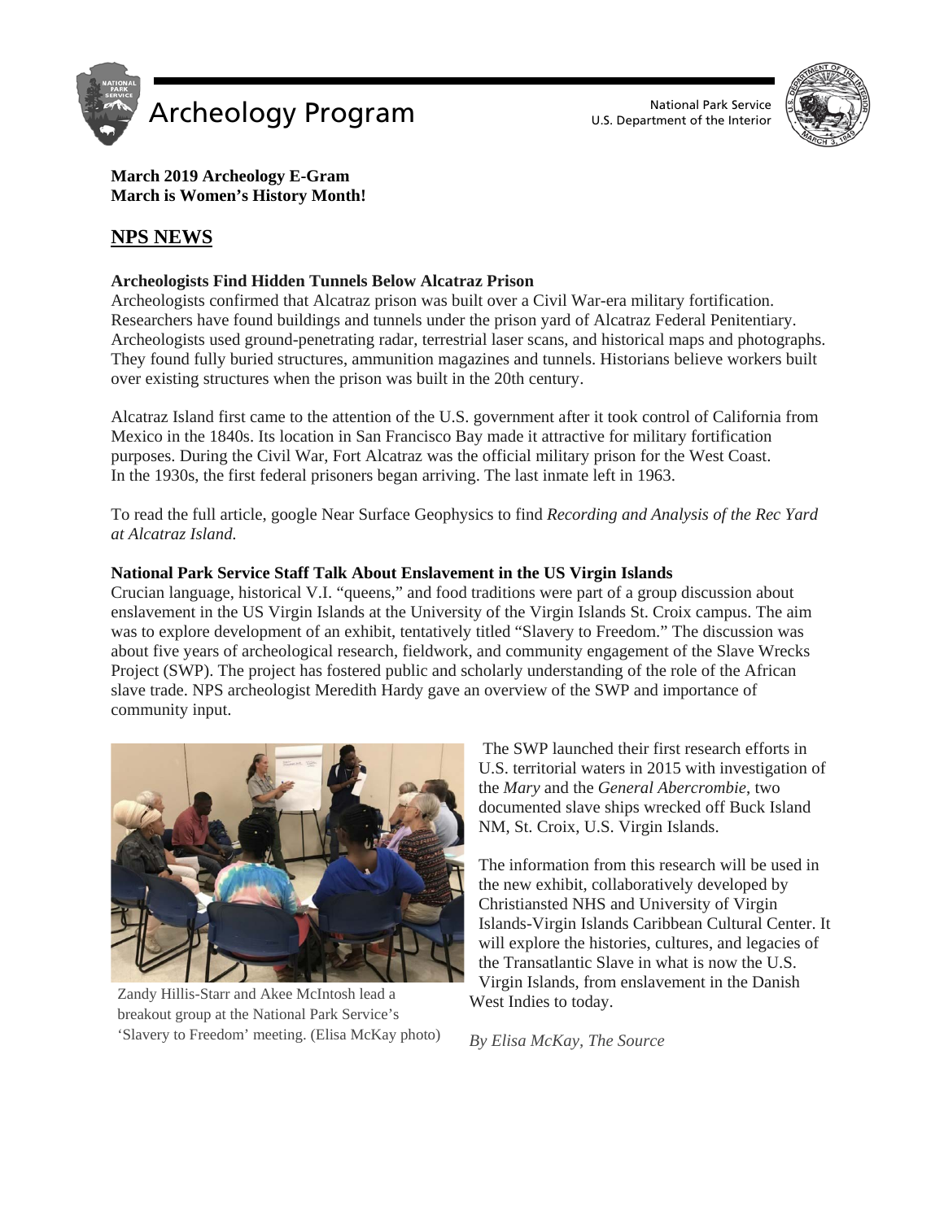# Archeology Program

National Park Service
U.S. Department of the Interior

**March 2019 Archeology E-Gram**
**March is Women's History Month!**

## NPS NEWS

### Archeologists Find Hidden Tunnels Below Alcatraz Prison

Archeologists confirmed that Alcatraz prison was built over a Civil War-era military fortification. Researchers have found buildings and tunnels under the prison yard of Alcatraz Federal Penitentiary. Archeologists used ground-penetrating radar, terrestrial laser scans, and historical maps and photographs. They found fully buried structures, ammunition magazines and tunnels. Historians believe workers built over existing structures when the prison was built in the 20th century.

Alcatraz Island first came to the attention of the U.S. government after it took control of California from Mexico in the 1840s. Its location in San Francisco Bay made it attractive for military fortification purposes. During the Civil War, Fort Alcatraz was the official military prison for the West Coast. In the 1930s, the first federal prisoners began arriving. The last inmate left in 1963.

To read the full article, google Near Surface Geophysics to find *Recording and Analysis of the Rec Yard at Alcatraz Island.*

### National Park Service Staff Talk About Enslavement in the US Virgin Islands

Crucian language, historical V.I. "queens," and food traditions were part of a group discussion about enslavement in the US Virgin Islands at the University of the Virgin Islands St. Croix campus. The aim was to explore development of an exhibit, tentatively titled "Slavery to Freedom." The discussion was about five years of archeological research, fieldwork, and community engagement of the Slave Wrecks Project (SWP). The project has fostered public and scholarly understanding of the role of the African slave trade. NPS archeologist Meredith Hardy gave an overview of the SWP and importance of community input.

Zandy Hillis-Starr and Akee McIntosh lead a breakout group at the National Park Service's 'Slavery to Freedom' meeting. (Elisa McKay photo)

The SWP launched their first research efforts in U.S. territorial waters in 2015 with investigation of the *Mary* and the *General Abercrombie*, two documented slave ships wrecked off Buck Island NM, St. Croix, U.S. Virgin Islands.

The information from this research will be used in the new exhibit, collaboratively developed by Christiansted NHS and University of Virgin Islands-Virgin Islands Caribbean Cultural Center. It will explore the histories, cultures, and legacies of the Transatlantic Slave in what is now the U.S. Virgin Islands, from enslavement in the Danish West Indies to today.

*By Elisa McKay, The Source*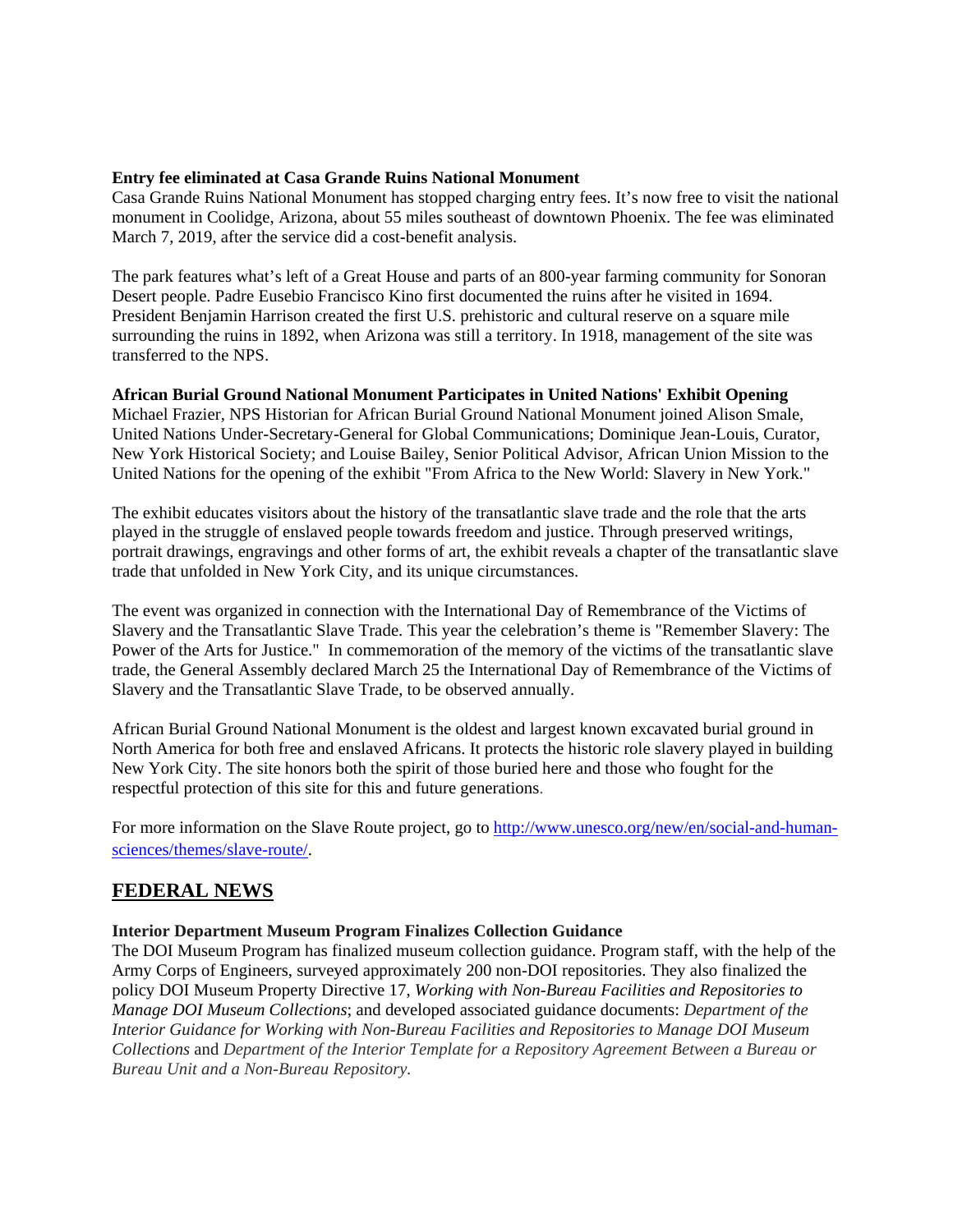**Entry fee eliminated at Casa Grande Ruins National Monument**

Casa Grande Ruins National Monument has stopped charging entry fees. It's now free to visit the national monument in Coolidge, Arizona, about 55 miles southeast of downtown Phoenix. The fee was eliminated March 7, 2019, after the service did a cost-benefit analysis.

The park features what's left of a Great House and parts of an 800-year farming community for Sonoran Desert people. Padre Eusebio Francisco Kino first documented the ruins after he visited in 1694. President Benjamin Harrison created the first U.S. prehistoric and cultural reserve on a square mile surrounding the ruins in 1892, when Arizona was still a territory. In 1918, management of the site was transferred to the NPS.

**African Burial Ground National Monument Participates in United Nations' Exhibit Opening**

Michael Frazier, NPS Historian for African Burial Ground National Monument joined Alison Smale, United Nations Under-Secretary-General for Global Communications; Dominique Jean-Louis, Curator, New York Historical Society; and Louise Bailey, Senior Political Advisor, African Union Mission to the United Nations for the opening of the exhibit "From Africa to the New World: Slavery in New York."

The exhibit educates visitors about the history of the transatlantic slave trade and the role that the arts played in the struggle of enslaved people towards freedom and justice. Through preserved writings, portrait drawings, engravings and other forms of art, the exhibit reveals a chapter of the transatlantic slave trade that unfolded in New York City, and its unique circumstances.

The event was organized in connection with the International Day of Remembrance of the Victims of Slavery and the Transatlantic Slave Trade. This year the celebration's theme is "Remember Slavery: The Power of the Arts for Justice." In commemoration of the memory of the victims of the transatlantic slave trade, the General Assembly declared March 25 the International Day of Remembrance of the Victims of Slavery and the Transatlantic Slave Trade, to be observed annually.

African Burial Ground National Monument is the oldest and largest known excavated burial ground in North America for both free and enslaved Africans. It protects the historic role slavery played in building New York City. The site honors both the spirit of those buried here and those who fought for the respectful protection of this site for this and future generations.

For more information on the Slave Route project, go to [http://www.unesco.org/new/en/social-and-human-sciences/themes/slave-route/](http://www.unesco.org/new/en/social-and-human-sciences/themes/slave-route/).

## FEDERAL NEWS

**Interior Department Museum Program Finalizes Collection Guidance**

The DOI Museum Program has finalized museum collection guidance. Program staff, with the help of the Army Corps of Engineers, surveyed approximately 200 non-DOI repositories. They also finalized the policy DOI Museum Property Directive 17, *Working with Non-Bureau Facilities and Repositories to Manage DOI Museum Collections*; and developed associated guidance documents: *Department of the Interior Guidance for Working with Non-Bureau Facilities and Repositories to Manage DOI Museum Collections* and *Department of the Interior Template for a Repository Agreement Between a Bureau or Bureau Unit and a Non-Bureau Repository.*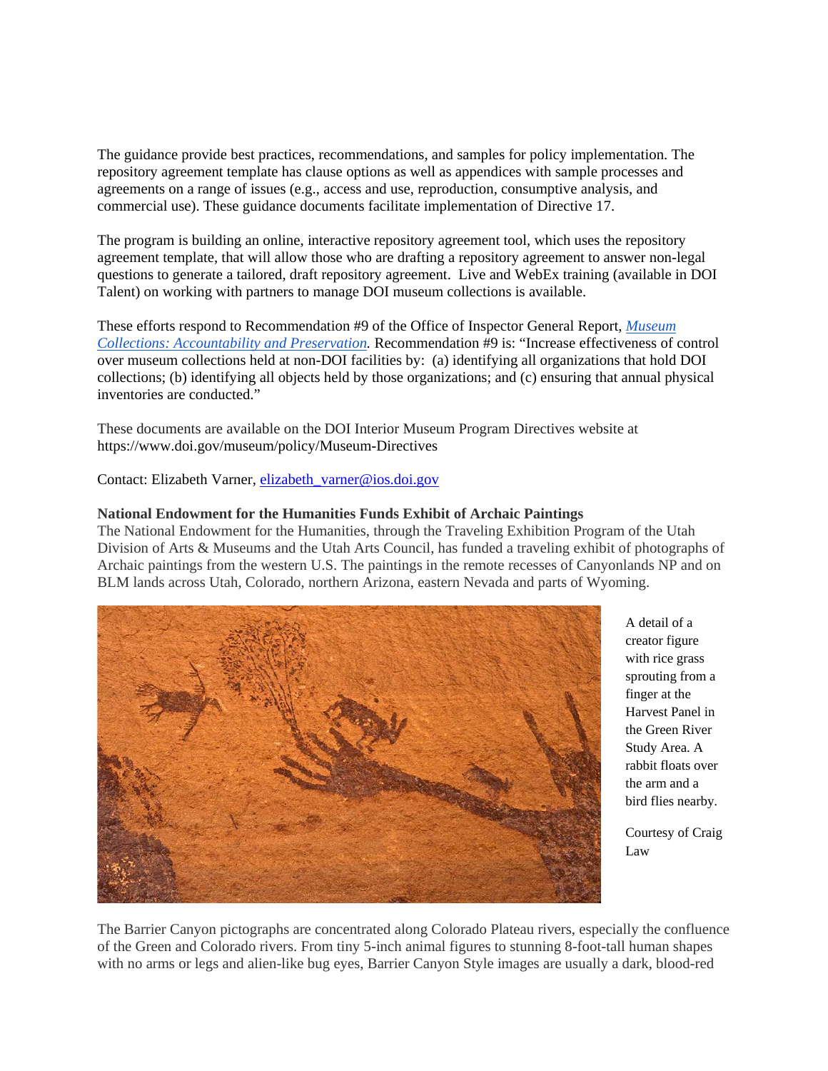The guidance provide best practices, recommendations, and samples for policy implementation. The repository agreement template has clause options as well as appendices with sample processes and agreements on a range of issues (e.g., access and use, reproduction, consumptive analysis, and commercial use). These guidance documents facilitate implementation of Directive 17.

The program is building an online, interactive repository agreement tool, which uses the repository agreement template, that will allow those who are drafting a repository agreement to answer non-legal questions to generate a tailored, draft repository agreement. Live and WebEx training (available in DOI Talent) on working with partners to manage DOI museum collections is available.

These efforts respond to Recommendation #9 of the Office of Inspector General Report, *Museum Collections: Accountability and Preservation*. Recommendation #9 is: "Increase effectiveness of control over museum collections held at non-DOI facilities by: (a) identifying all organizations that hold DOI collections; (b) identifying all objects held by those organizations; and (c) ensuring that annual physical inventories are conducted."

These documents are available on the DOI Interior Museum Program Directives website at https://www.doi.gov/museum/policy/Museum-Directives

Contact: Elizabeth Varner, elizabeth_varner@ios.doi.gov

**National Endowment for the Humanities Funds Exhibit of Archaic Paintings**

The National Endowment for the Humanities, through the Traveling Exhibition Program of the Utah Division of Arts & Museums and the Utah Arts Council, has funded a traveling exhibit of photographs of Archaic paintings from the western U.S. The paintings in the remote recesses of Canyonlands NP and on BLM lands across Utah, Colorado, northern Arizona, eastern Nevada and parts of Wyoming.

A detail of a creator figure with rice grass sprouting from a finger at the Harvest Panel in the Green River Study Area. A rabbit floats over the arm and a bird flies nearby.

Courtesy of Craig Law

The Barrier Canyon pictographs are concentrated along Colorado Plateau rivers, especially the confluence of the Green and Colorado rivers. From tiny 5-inch animal figures to stunning 8-foot-tall human shapes with no arms or legs and alien-like bug eyes, Barrier Canyon Style images are usually a dark, blood-red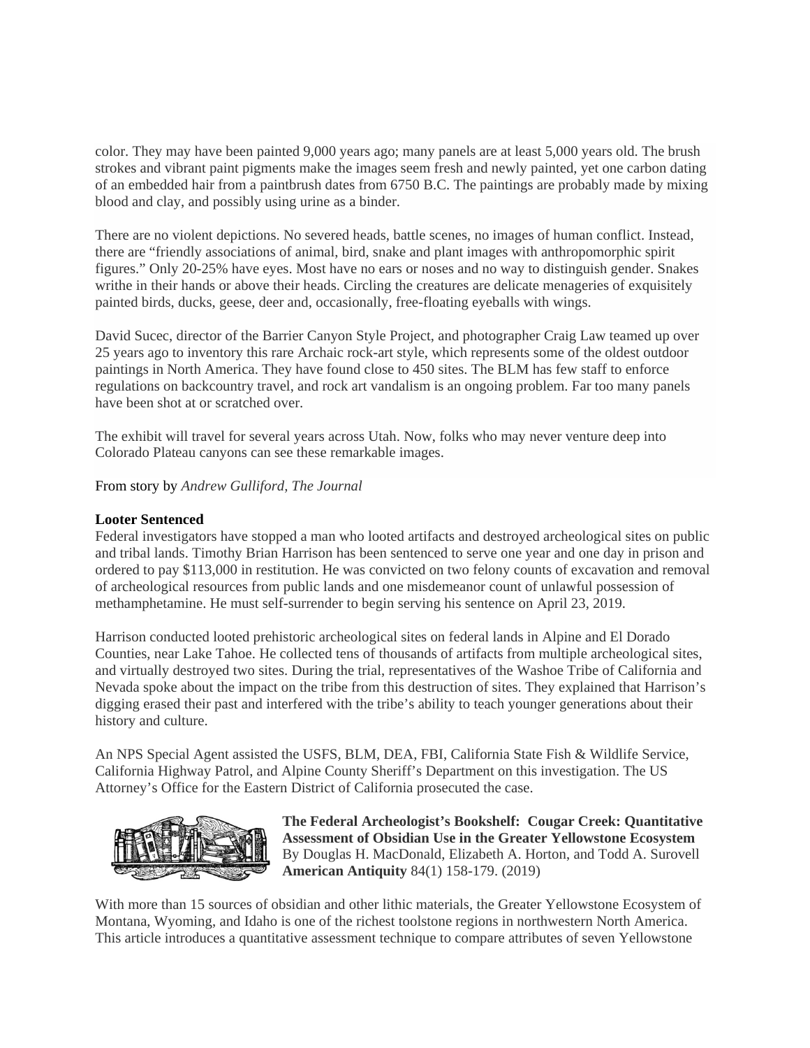color. They may have been painted 9,000 years ago; many panels are at least 5,000 years old. The brush strokes and vibrant paint pigments make the images seem fresh and newly painted, yet one carbon dating of an embedded hair from a paintbrush dates from 6750 B.C. The paintings are probably made by mixing blood and clay, and possibly using urine as a binder.

There are no violent depictions. No severed heads, battle scenes, no images of human conflict. Instead, there are "friendly associations of animal, bird, snake and plant images with anthropomorphic spirit figures." Only 20-25% have eyes. Most have no ears or noses and no way to distinguish gender. Snakes writhe in their hands or above their heads. Circling the creatures are delicate menageries of exquisitely painted birds, ducks, geese, deer and, occasionally, free-floating eyeballs with wings.

David Sucec, director of the Barrier Canyon Style Project, and photographer Craig Law teamed up over 25 years ago to inventory this rare Archaic rock-art style, which represents some of the oldest outdoor paintings in North America. They have found close to 450 sites. The BLM has few staff to enforce regulations on backcountry travel, and rock art vandalism is an ongoing problem. Far too many panels have been shot at or scratched over.

The exhibit will travel for several years across Utah. Now, folks who may never venture deep into Colorado Plateau canyons can see these remarkable images.

From story by *Andrew Gulliford, The Journal*

**Looter Sentenced**

Federal investigators have stopped a man who looted artifacts and destroyed archeological sites on public and tribal lands. Timothy Brian Harrison has been sentenced to serve one year and one day in prison and ordered to pay $113,000 in restitution. He was convicted on two felony counts of excavation and removal of archeological resources from public lands and one misdemeanor count of unlawful possession of methamphetamine. He must self-surrender to begin serving his sentence on April 23, 2019.

Harrison conducted looted prehistoric archeological sites on federal lands in Alpine and El Dorado Counties, near Lake Tahoe. He collected tens of thousands of artifacts from multiple archeological sites, and virtually destroyed two sites. During the trial, representatives of the Washoe Tribe of California and Nevada spoke about the impact on the tribe from this destruction of sites. They explained that Harrison's digging erased their past and interfered with the tribe's ability to teach younger generations about their history and culture.

An NPS Special Agent assisted the USFS, BLM, DEA, FBI, California State Fish & Wildlife Service, California Highway Patrol, and Alpine County Sheriff's Department on this investigation. The US Attorney's Office for the Eastern District of California prosecuted the case.

**The Federal Archeologist's Bookshelf: Cougar Creek: Quantitative Assessment of Obsidian Use in the Greater Yellowstone Ecosystem**
By Douglas H. MacDonald, Elizabeth A. Horton, and Todd A. Surovell
**American Antiquity** 84(1) 158-179. (2019)

With more than 15 sources of obsidian and other lithic materials, the Greater Yellowstone Ecosystem of Montana, Wyoming, and Idaho is one of the richest toolstone regions in northwestern North America. This article introduces a quantitative assessment technique to compare attributes of seven Yellowstone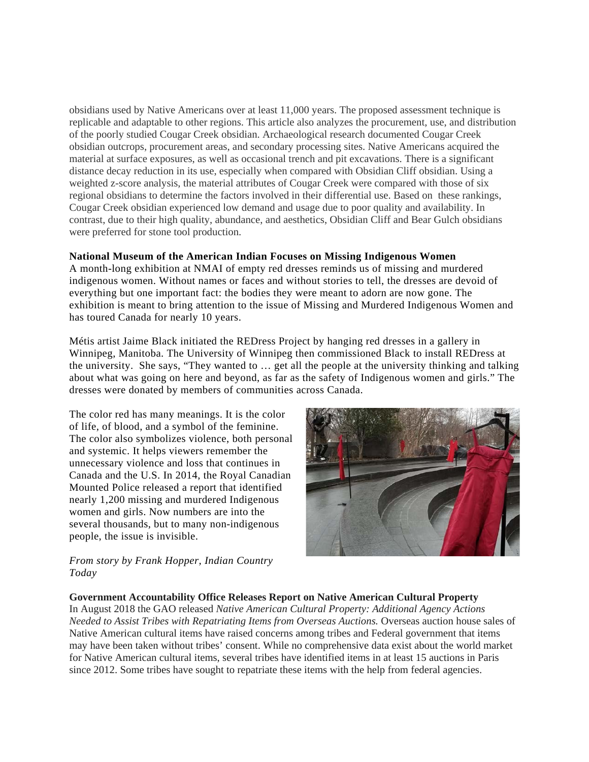obsidians used by Native Americans over at least 11,000 years. The proposed assessment technique is replicable and adaptable to other regions. This article also analyzes the procurement, use, and distribution of the poorly studied Cougar Creek obsidian. Archaeological research documented Cougar Creek obsidian outcrops, procurement areas, and secondary processing sites. Native Americans acquired the material at surface exposures, as well as occasional trench and pit excavations. There is a significant distance decay reduction in its use, especially when compared with Obsidian Cliff obsidian. Using a weighted z-score analysis, the material attributes of Cougar Creek were compared with those of six regional obsidians to determine the factors involved in their differential use. Based on these rankings, Cougar Creek obsidian experienced low demand and usage due to poor quality and availability. In contrast, due to their high quality, abundance, and aesthetics, Obsidian Cliff and Bear Gulch obsidians were preferred for stone tool production.

**National Museum of the American Indian Focuses on Missing Indigenous Women**
A month-long exhibition at NMAI of empty red dresses reminds us of missing and murdered indigenous women. Without names or faces and without stories to tell, the dresses are devoid of everything but one important fact: the bodies they were meant to adorn are now gone. The exhibition is meant to bring attention to the issue of Missing and Murdered Indigenous Women and has toured Canada for nearly 10 years.

Métis artist Jaime Black initiated the REDress Project by hanging red dresses in a gallery in Winnipeg, Manitoba. The University of Winnipeg then commissioned Black to install REDress at the university. She says, "They wanted to … get all the people at the university thinking and talking about what was going on here and beyond, as far as the safety of Indigenous women and girls." The dresses were donated by members of communities across Canada.

The color red has many meanings. It is the color of life, of blood, and a symbol of the feminine. The color also symbolizes violence, both personal and systemic. It helps viewers remember the unnecessary violence and loss that continues in Canada and the U.S. In 2014, the Royal Canadian Mounted Police released a report that identified nearly 1,200 missing and murdered Indigenous women and girls. Now numbers are into the several thousands, but to many non-indigenous people, the issue is invisible.

*From story by Frank Hopper, Indian Country Today*

**Government Accountability Office Releases Report on Native American Cultural Property**
In August 2018 the GAO released *Native American Cultural Property: Additional Agency Actions Needed to Assist Tribes with Repatriating Items from Overseas Auctions.* Overseas auction house sales of Native American cultural items have raised concerns among tribes and Federal government that items may have been taken without tribes' consent. While no comprehensive data exist about the world market for Native American cultural items, several tribes have identified items in at least 15 auctions in Paris since 2012. Some tribes have sought to repatriate these items with the help from federal agencies.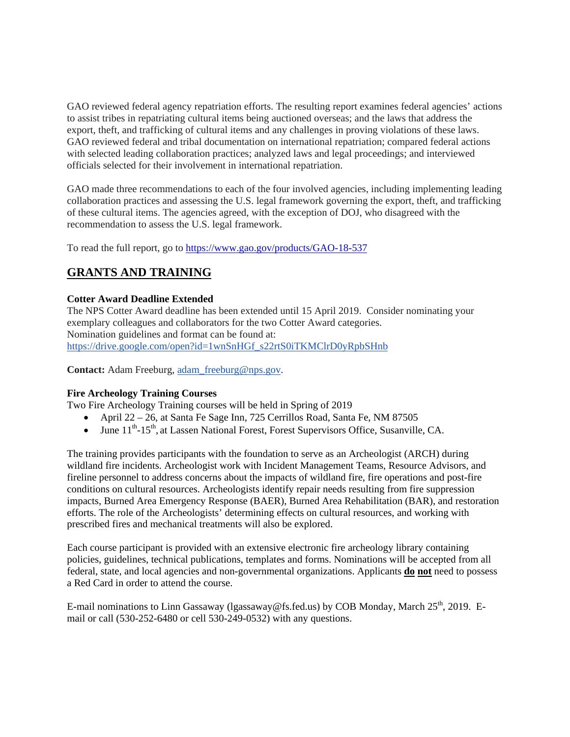GAO reviewed federal agency repatriation efforts. The resulting report examines federal agencies' actions to assist tribes in repatriating cultural items being auctioned overseas; and the laws that address the export, theft, and trafficking of cultural items and any challenges in proving violations of these laws. GAO reviewed federal and tribal documentation on international repatriation; compared federal actions with selected leading collaboration practices; analyzed laws and legal proceedings; and interviewed officials selected for their involvement in international repatriation.

GAO made three recommendations to each of the four involved agencies, including implementing leading collaboration practices and assessing the U.S. legal framework governing the export, theft, and trafficking of these cultural items. The agencies agreed, with the exception of DOJ, who disagreed with the recommendation to assess the U.S. legal framework.

To read the full report, go to https://www.gao.gov/products/GAO-18-537

## GRANTS AND TRAINING

**Cotter Award Deadline Extended**

The NPS Cotter Award deadline has been extended until 15 April 2019. Consider nominating your exemplary colleagues and collaborators for the two Cotter Award categories.
Nomination guidelines and format can be found at:
https://drive.google.com/open?id=1wnSnHGf_s22rtS0iTKMClrD0yRpbSHnb

**Contact:** Adam Freeburg, adam_freeburg@nps.gov.

**Fire Archeology Training Courses**

Two Fire Archeology Training courses will be held in Spring of 2019

- April 22 – 26, at Santa Fe Sage Inn, 725 Cerrillos Road, Santa Fe, NM 87505
- June 11th-15th, at Lassen National Forest, Forest Supervisors Office, Susanville, CA.

The training provides participants with the foundation to serve as an Archeologist (ARCH) during wildland fire incidents. Archeologist work with Incident Management Teams, Resource Advisors, and fireline personnel to address concerns about the impacts of wildland fire, fire operations and post-fire conditions on cultural resources. Archeologists identify repair needs resulting from fire suppression impacts, Burned Area Emergency Response (BAER), Burned Area Rehabilitation (BAR), and restoration efforts. The role of the Archeologists' determining effects on cultural resources, and working with prescribed fires and mechanical treatments will also be explored.

Each course participant is provided with an extensive electronic fire archeology library containing policies, guidelines, technical publications, templates and forms. Nominations will be accepted from all federal, state, and local agencies and non-governmental organizations. Applicants **do not** need to possess a Red Card in order to attend the course.

E-mail nominations to Linn Gassaway (lgassaway@fs.fed.us) by COB Monday, March 25th, 2019. E-mail or call (530-252-6480 or cell 530-249-0532) with any questions.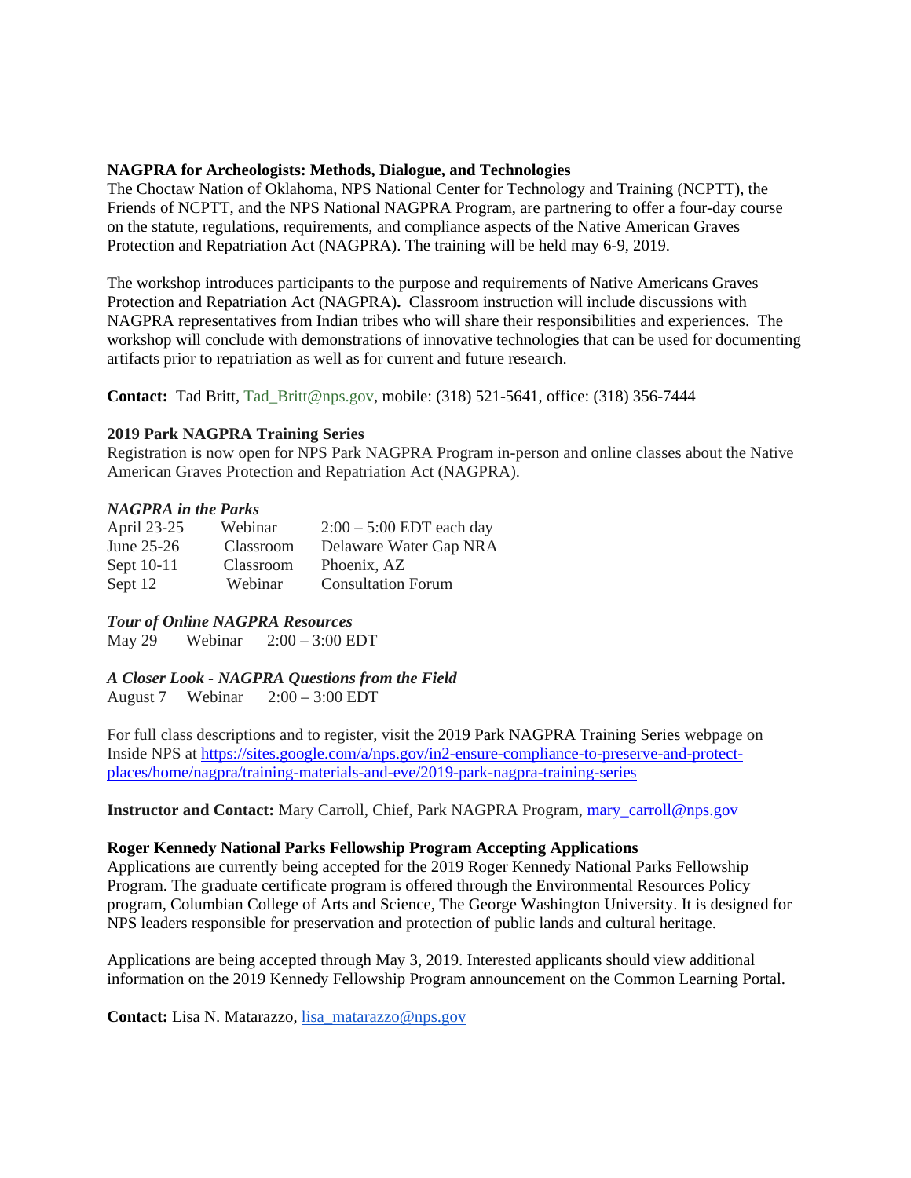**NAGPRA for Archeologists: Methods, Dialogue, and Technologies**

The Choctaw Nation of Oklahoma, NPS National Center for Technology and Training (NCPTT), the Friends of NCPTT, and the NPS National NAGPRA Program, are partnering to offer a four-day course on the statute, regulations, requirements, and compliance aspects of the Native American Graves Protection and Repatriation Act (NAGPRA). The training will be held may 6-9, 2019.

The workshop introduces participants to the purpose and requirements of Native Americans Graves Protection and Repatriation Act (NAGPRA)**.** Classroom instruction will include discussions with NAGPRA representatives from Indian tribes who will share their responsibilities and experiences. The workshop will conclude with demonstrations of innovative technologies that can be used for documenting artifacts prior to repatriation as well as for current and future research.

**Contact:** Tad Britt, Tad_Britt@nps.gov, mobile: (318) 521-5641, office: (318) 356-7444

**2019 Park NAGPRA Training Series**

Registration is now open for NPS Park NAGPRA Program in-person and online classes about the Native American Graves Protection and Repatriation Act (NAGPRA).

***NAGPRA in the Parks***

| | | |
|---|---|---|
| April 23-25 | Webinar | 2:00 – 5:00 EDT each day |
| June 25-26 | Classroom | Delaware Water Gap NRA |
| Sept 10-11 | Classroom | Phoenix, AZ |
| Sept 12 | Webinar | Consultation Forum |

***Tour of Online NAGPRA Resources***

May 29 Webinar 2:00 – 3:00 EDT

***A Closer Look - NAGPRA Questions from the Field***

August 7 Webinar 2:00 – 3:00 EDT

For full class descriptions and to register, visit the 2019 Park NAGPRA Training Series webpage on Inside NPS at https://sites.google.com/a/nps.gov/in2-ensure-compliance-to-preserve-and-protect-places/home/nagpra/training-materials-and-eve/2019-park-nagpra-training-series

**Instructor and Contact:** Mary Carroll, Chief, Park NAGPRA Program, mary_carroll@nps.gov

**Roger Kennedy National Parks Fellowship Program Accepting Applications**

Applications are currently being accepted for the 2019 Roger Kennedy National Parks Fellowship Program. The graduate certificate program is offered through the Environmental Resources Policy program, Columbian College of Arts and Science, The George Washington University. It is designed for NPS leaders responsible for preservation and protection of public lands and cultural heritage.

Applications are being accepted through May 3, 2019. Interested applicants should view additional information on the 2019 Kennedy Fellowship Program announcement on the Common Learning Portal.

**Contact:** Lisa N. Matarazzo, lisa_matarazzo@nps.gov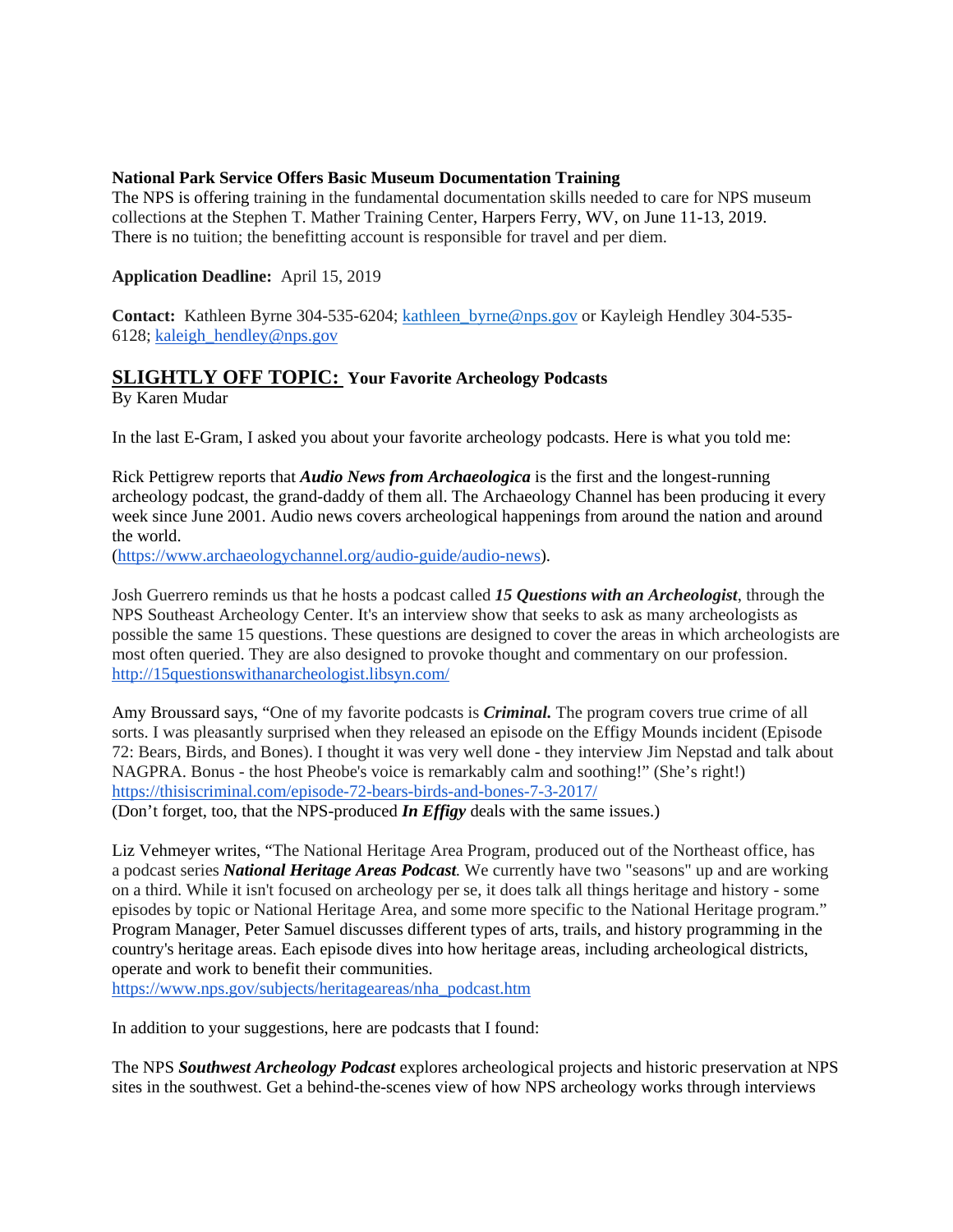**National Park Service Offers Basic Museum Documentation Training**
The NPS is offering training in the fundamental documentation skills needed to care for NPS museum collections at the Stephen T. Mather Training Center, Harpers Ferry, WV, on June 11-13, 2019. There is no tuition; the benefitting account is responsible for travel and per diem.

**Application Deadline:** April 15, 2019

**Contact:** Kathleen Byrne 304-535-6204; kathleen_byrne@nps.gov or Kayleigh Hendley 304-535-6128; kaleigh_hendley@nps.gov

## SLIGHTLY OFF TOPIC: Your Favorite Archeology Podcasts

By Karen Mudar

In the last E-Gram, I asked you about your favorite archeology podcasts. Here is what you told me:

Rick Pettigrew reports that ***Audio News from Archaeologica*** is the first and the longest-running archeology podcast, the grand-daddy of them all. The Archaeology Channel has been producing it every week since June 2001. Audio news covers archeological happenings from around the nation and around the world.
(https://www.archaeologychannel.org/audio-guide/audio-news).

Josh Guerrero reminds us that he hosts a podcast called ***15 Questions with an Archeologist***, through the NPS Southeast Archeology Center. It's an interview show that seeks to ask as many archeologists as possible the same 15 questions. These questions are designed to cover the areas in which archeologists are most often queried. They are also designed to provoke thought and commentary on our profession.
http://15questionswithanarcheologist.libsyn.com/

Amy Broussard says, "One of my favorite podcasts is ***Criminal.*** The program covers true crime of all sorts. I was pleasantly surprised when they released an episode on the Effigy Mounds incident (Episode 72: Bears, Birds, and Bones). I thought it was very well done - they interview Jim Nepstad and talk about NAGPRA. Bonus - the host Pheobe's voice is remarkably calm and soothing!" (She's right!)
https://thisiscriminal.com/episode-72-bears-birds-and-bones-7-3-2017/
(Don't forget, too, that the NPS-produced ***In Effigy*** deals with the same issues.)

Liz Vehmeyer writes, "The National Heritage Area Program, produced out of the Northeast office, has a podcast series ***National Heritage Areas Podcast**.* We currently have two "seasons" up and are working on a third. While it isn't focused on archeology per se, it does talk all things heritage and history - some episodes by topic or National Heritage Area, and some more specific to the National Heritage program." Program Manager, Peter Samuel discusses different types of arts, trails, and history programming in the country's heritage areas. Each episode dives into how heritage areas, including archeological districts, operate and work to benefit their communities.
https://www.nps.gov/subjects/heritageareas/nha_podcast.htm

In addition to your suggestions, here are podcasts that I found:

The NPS ***Southwest Archeology Podcast*** explores archeological projects and historic preservation at NPS sites in the southwest. Get a behind-the-scenes view of how NPS archeology works through interviews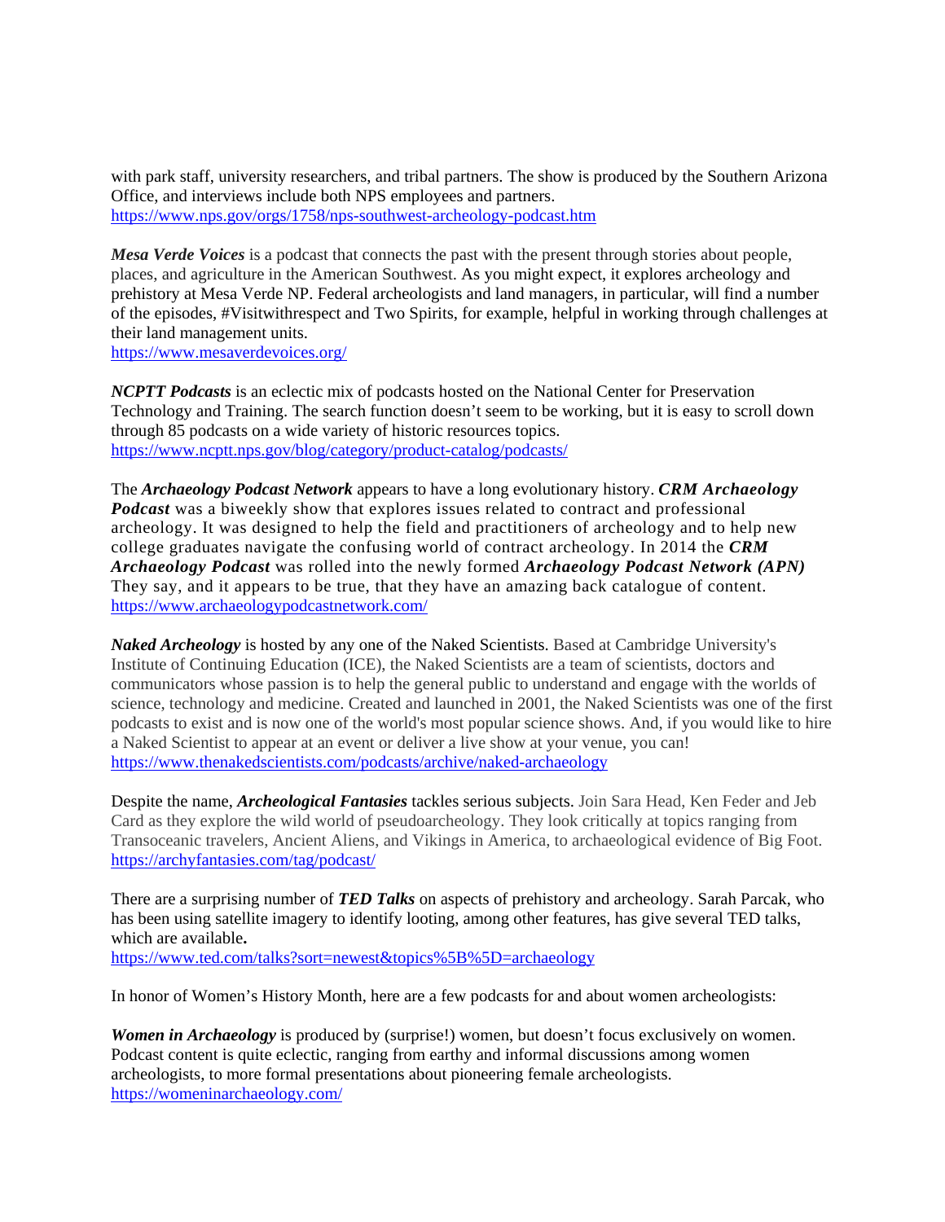with park staff, university researchers, and tribal partners. The show is produced by the Southern Arizona Office, and interviews include both NPS employees and partners.
https://www.nps.gov/orgs/1758/nps-southwest-archeology-podcast.htm

***Mesa Verde Voices*** is a podcast that connects the past with the present through stories about people, places, and agriculture in the American Southwest. As you might expect, it explores archeology and prehistory at Mesa Verde NP. Federal archeologists and land managers, in particular, will find a number of the episodes, #Visitwithrespect and Two Spirits, for example, helpful in working through challenges at their land management units.
https://www.mesaverdevoices.org/

***NCPTT Podcasts*** is an eclectic mix of podcasts hosted on the National Center for Preservation Technology and Training. The search function doesn't seem to be working, but it is easy to scroll down through 85 podcasts on a wide variety of historic resources topics.
https://www.ncptt.nps.gov/blog/category/product-catalog/podcasts/

The ***Archaeology Podcast Network*** appears to have a long evolutionary history. ***CRM Archaeology Podcast*** was a biweekly show that explores issues related to contract and professional archeology. It was designed to help the field and practitioners of archeology and to help new college graduates navigate the confusing world of contract archeology. In 2014 the ***CRM Archaeology Podcast*** was rolled into the newly formed ***Archaeology Podcast Network (APN)*** They say, and it appears to be true, that they have an amazing back catalogue of content.
https://www.archaeologypodcastnetwork.com/

***Naked Archeology*** is hosted by any one of the Naked Scientists. Based at Cambridge University's Institute of Continuing Education (ICE), the Naked Scientists are a team of scientists, doctors and communicators whose passion is to help the general public to understand and engage with the worlds of science, technology and medicine. Created and launched in 2001, the Naked Scientists was one of the first podcasts to exist and is now one of the world's most popular science shows. And, if you would like to hire a Naked Scientist to appear at an event or deliver a live show at your venue, you can!
https://www.thenakedscientists.com/podcasts/archive/naked-archaeology

Despite the name, ***Archeological Fantasies*** tackles serious subjects. Join Sara Head, Ken Feder and Jeb Card as they explore the wild world of pseudoarcheology. They look critically at topics ranging from Transoceanic travelers, Ancient Aliens, and Vikings in America, to archaeological evidence of Big Foot.
https://archyfantasies.com/tag/podcast/

There are a surprising number of ***TED Talks*** on aspects of prehistory and archeology. Sarah Parcak, who has been using satellite imagery to identify looting, among other features, has give several TED talks, which are available**.**
https://www.ted.com/talks?sort=newest&topics%5B%5D=archaeology

In honor of Women's History Month, here are a few podcasts for and about women archeologists:

***Women in Archaeology*** is produced by (surprise!) women, but doesn't focus exclusively on women. Podcast content is quite eclectic, ranging from earthy and informal discussions among women archeologists, to more formal presentations about pioneering female archeologists.
https://womeninarchaeology.com/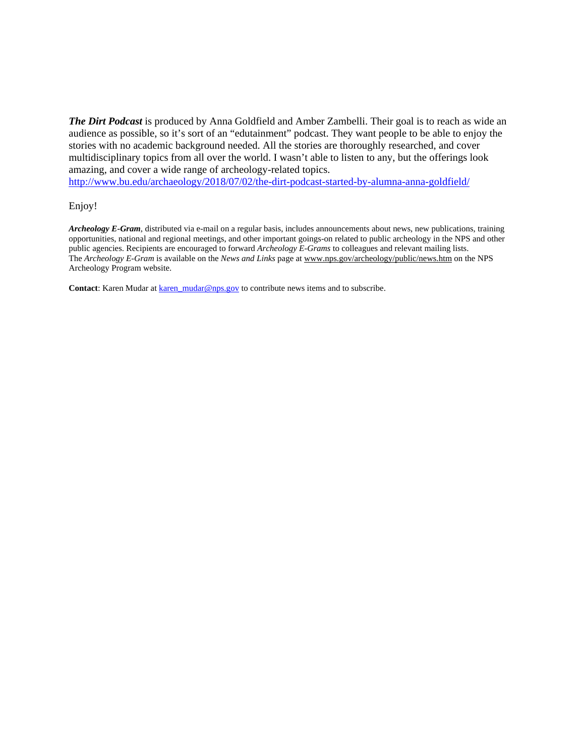***The Dirt Podcast*** is produced by Anna Goldfield and Amber Zambelli. Their goal is to reach as wide an audience as possible, so it's sort of an "edutainment" podcast. They want people to be able to enjoy the stories with no academic background needed. All the stories are thoroughly researched, and cover multidisciplinary topics from all over the world. I wasn't able to listen to any, but the offerings look amazing, and cover a wide range of archeology-related topics.
http://www.bu.edu/archaeology/2018/07/02/the-dirt-podcast-started-by-alumna-anna-goldfield/

Enjoy!

***Archeology E-Gram***, distributed via e-mail on a regular basis, includes announcements about news, new publications, training opportunities, national and regional meetings, and other important goings-on related to public archeology in the NPS and other public agencies. Recipients are encouraged to forward *Archeology E-Grams* to colleagues and relevant mailing lists.
The *Archeology E-Gram* is available on the *News and Links* page at www.nps.gov/archeology/public/news.htm on the NPS Archeology Program website.

**Contact**: Karen Mudar at karen_mudar@nps.gov to contribute news items and to subscribe.